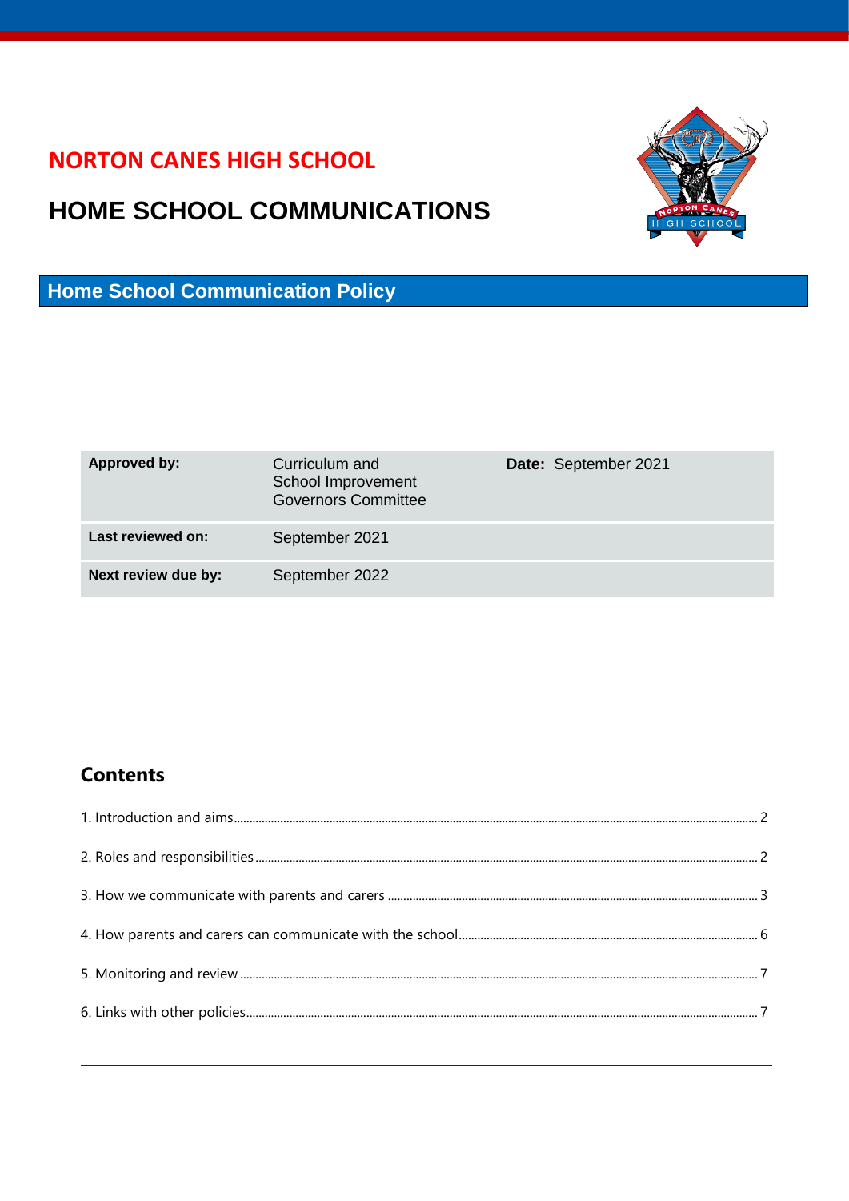# NORTON CANES HIGH SCHOOL

# HOME SCHOOL COMMUNICATIONS

## Home School Communication Policy

| **Approved by:** | Curriculum and School Improvement Governors Committee | **Date:** September 2021 |
|---|---|---|
| **Last reviewed on:** | September 2021 | |
| **Next review due by:** | September 2022 | |

## Contents

1. Introduction and aims ..... 2
2. Roles and responsibilities ..... 2
3. How we communicate with parents and carers ..... 3
4. How parents and carers can communicate with the school ..... 6
5. Monitoring and review ..... 7
6. Links with other policies ..... 7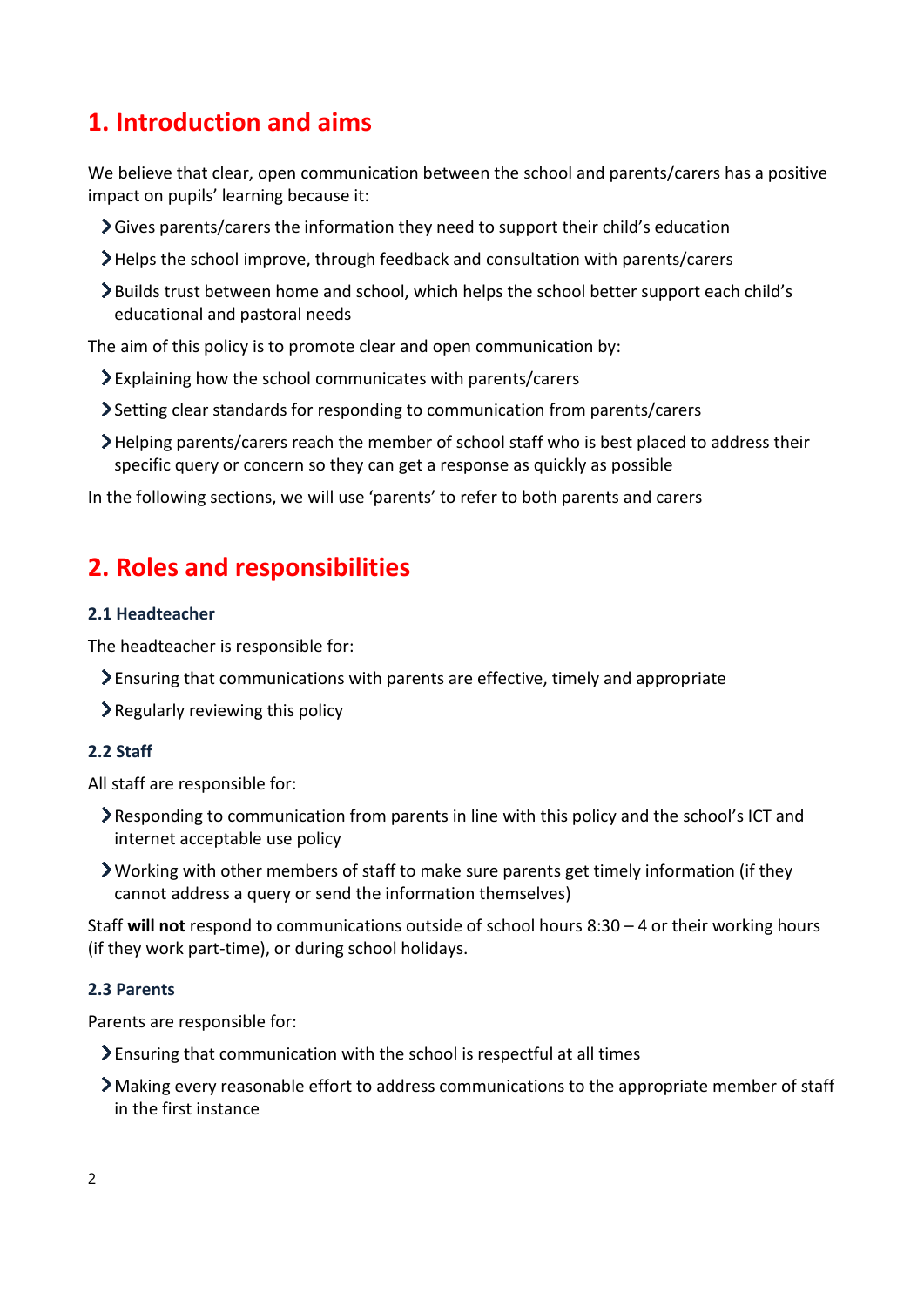# 1. Introduction and aims

We believe that clear, open communication between the school and parents/carers has a positive impact on pupils' learning because it:

- Gives parents/carers the information they need to support their child's education
- Helps the school improve, through feedback and consultation with parents/carers
- Builds trust between home and school, which helps the school better support each child's educational and pastoral needs

The aim of this policy is to promote clear and open communication by:

- Explaining how the school communicates with parents/carers
- Setting clear standards for responding to communication from parents/carers
- Helping parents/carers reach the member of school staff who is best placed to address their specific query or concern so they can get a response as quickly as possible

In the following sections, we will use 'parents' to refer to both parents and carers

# 2. Roles and responsibilities

### 2.1 Headteacher

The headteacher is responsible for:

- Ensuring that communications with parents are effective, timely and appropriate
- Regularly reviewing this policy

### 2.2 Staff

All staff are responsible for:

- Responding to communication from parents in line with this policy and the school's ICT and internet acceptable use policy
- Working with other members of staff to make sure parents get timely information (if they cannot address a query or send the information themselves)

Staff **will not** respond to communications outside of school hours 8:30 – 4 or their working hours (if they work part-time), or during school holidays.

### 2.3 Parents

Parents are responsible for:

- Ensuring that communication with the school is respectful at all times
- Making every reasonable effort to address communications to the appropriate member of staff in the first instance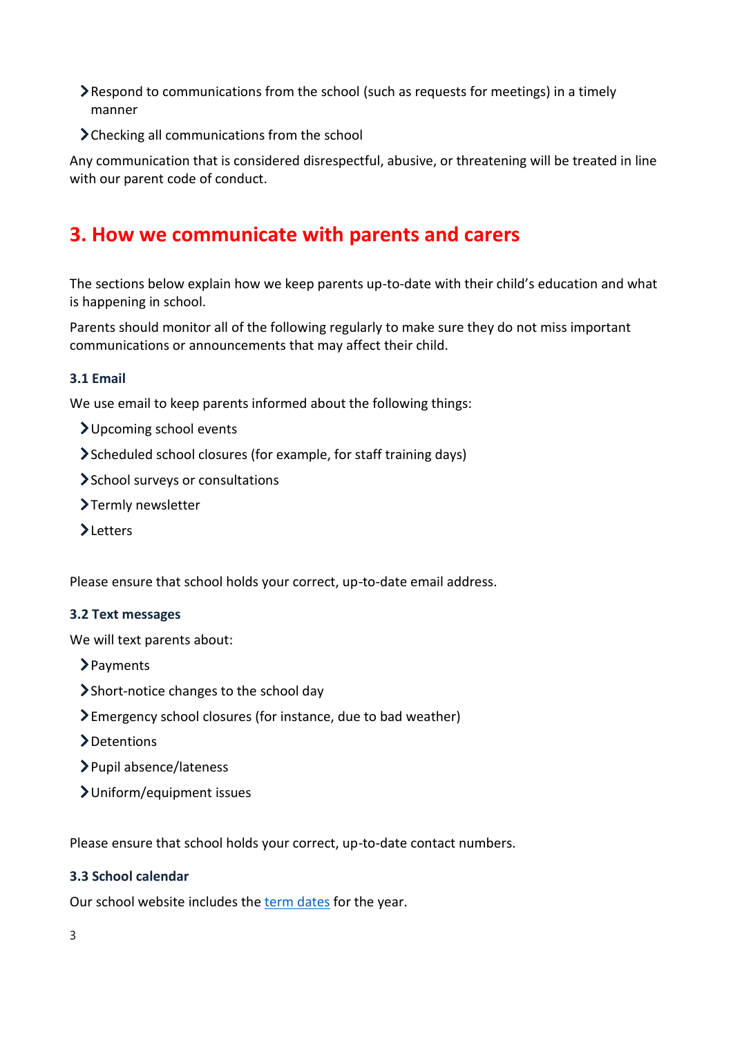- Respond to communications from the school (such as requests for meetings) in a timely manner
- Checking all communications from the school

Any communication that is considered disrespectful, abusive, or threatening will be treated in line with our parent code of conduct.

## 3. How we communicate with parents and carers

The sections below explain how we keep parents up-to-date with their child's education and what is happening in school.

Parents should monitor all of the following regularly to make sure they do not miss important communications or announcements that may affect their child.

### 3.1 Email

We use email to keep parents informed about the following things:

- Upcoming school events
- Scheduled school closures (for example, for staff training days)
- School surveys or consultations
- Termly newsletter
- Letters

Please ensure that school holds your correct, up-to-date email address.

### 3.2 Text messages

We will text parents about:

- Payments
- Short-notice changes to the school day
- Emergency school closures (for instance, due to bad weather)
- Detentions
- Pupil absence/lateness
- Uniform/equipment issues

Please ensure that school holds your correct, up-to-date contact numbers.

### 3.3 School calendar

Our school website includes the term dates for the year.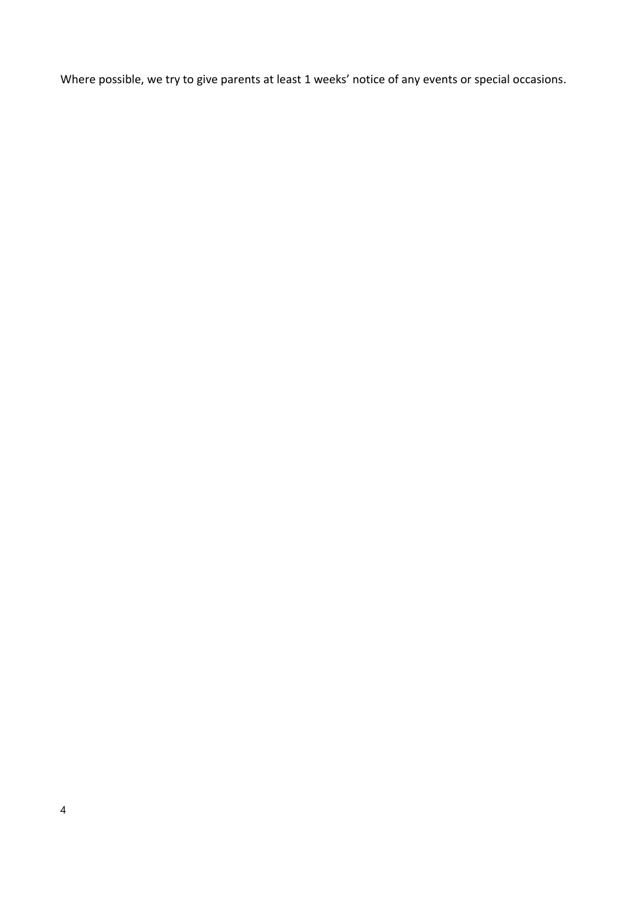Where possible, we try to give parents at least 1 weeks’ notice of any events or special occasions.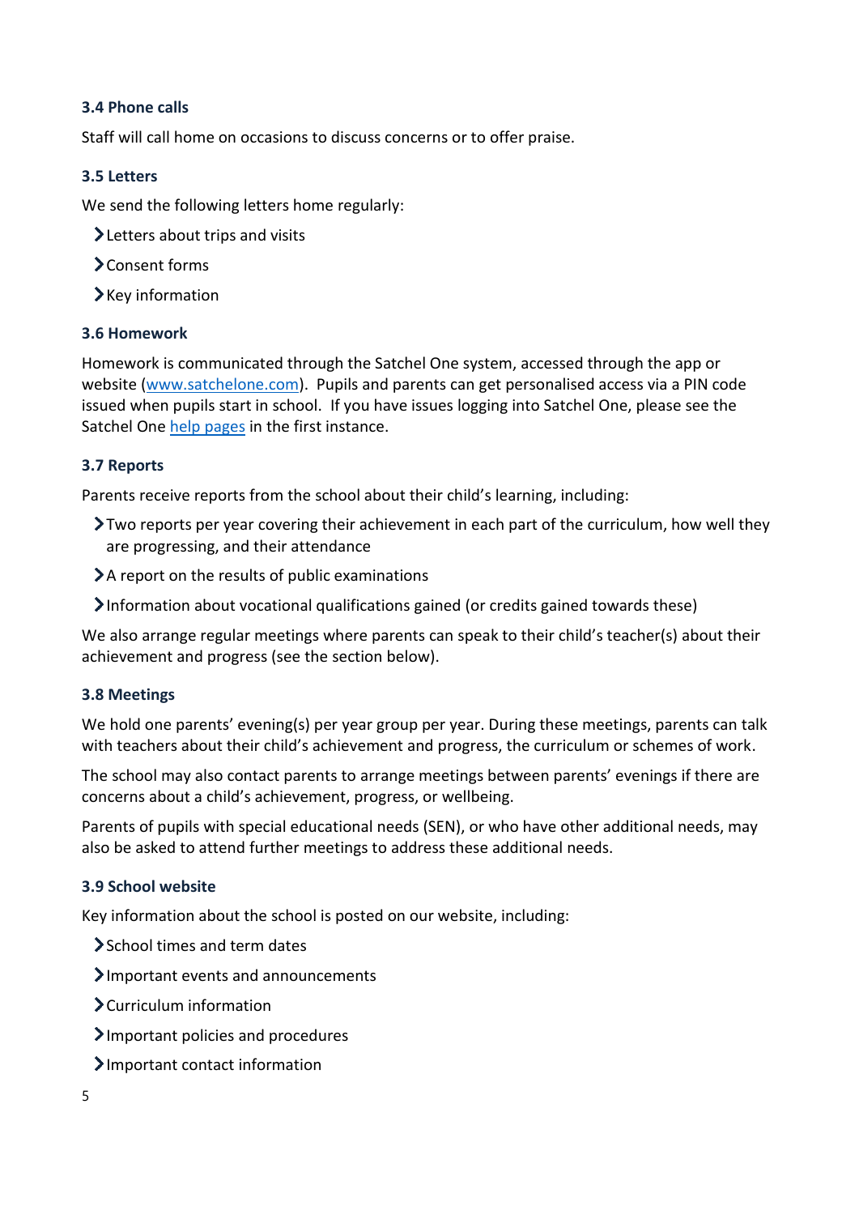### 3.4 Phone calls

Staff will call home on occasions to discuss concerns or to offer praise.

### 3.5 Letters

We send the following letters home regularly:

- Letters about trips and visits
- Consent forms
- Key information

### 3.6 Homework

Homework is communicated through the Satchel One system, accessed through the app or website ([www.satchelone.com](www.satchelone.com)). Pupils and parents can get personalised access via a PIN code issued when pupils start in school. If you have issues logging into Satchel One, please see the Satchel One help pages in the first instance.

### 3.7 Reports

Parents receive reports from the school about their child's learning, including:

- Two reports per year covering their achievement in each part of the curriculum, how well they are progressing, and their attendance
- A report on the results of public examinations
- Information about vocational qualifications gained (or credits gained towards these)

We also arrange regular meetings where parents can speak to their child's teacher(s) about their achievement and progress (see the section below).

### 3.8 Meetings

We hold one parents' evening(s) per year group per year. During these meetings, parents can talk with teachers about their child's achievement and progress, the curriculum or schemes of work.

The school may also contact parents to arrange meetings between parents' evenings if there are concerns about a child's achievement, progress, or wellbeing.

Parents of pupils with special educational needs (SEN), or who have other additional needs, may also be asked to attend further meetings to address these additional needs.

### 3.9 School website

Key information about the school is posted on our website, including:

- School times and term dates
- Important events and announcements
- Curriculum information
- Important policies and procedures
- Important contact information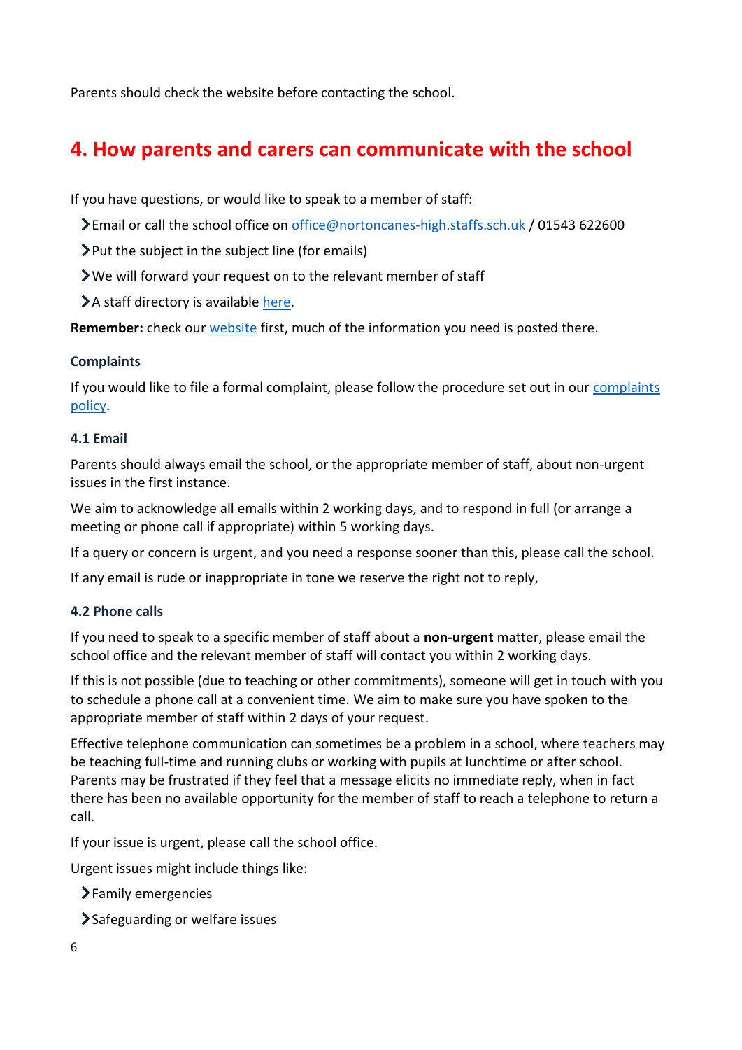Parents should check the website before contacting the school.

## 4. How parents and carers can communicate with the school

If you have questions, or would like to speak to a member of staff:

- Email or call the school office on [office@nortoncanes-high.staffs.sch.uk](mailto:office@nortoncanes-high.staffs.sch.uk) / 01543 622600
- Put the subject in the subject line (for emails)
- We will forward your request on to the relevant member of staff
- A staff directory is available [here](#).

**Remember:** check our [website](#) first, much of the information you need is posted there.

### Complaints

If you would like to file a formal complaint, please follow the procedure set out in our [complaints policy](#).

### 4.1 Email

Parents should always email the school, or the appropriate member of staff, about non-urgent issues in the first instance.

We aim to acknowledge all emails within 2 working days, and to respond in full (or arrange a meeting or phone call if appropriate) within 5 working days.

If a query or concern is urgent, and you need a response sooner than this, please call the school.

If any email is rude or inappropriate in tone we reserve the right not to reply,

### 4.2 Phone calls

If you need to speak to a specific member of staff about a **non-urgent** matter, please email the school office and the relevant member of staff will contact you within 2 working days.

If this is not possible (due to teaching or other commitments), someone will get in touch with you to schedule a phone call at a convenient time. We aim to make sure you have spoken to the appropriate member of staff within 2 days of your request.

Effective telephone communication can sometimes be a problem in a school, where teachers may be teaching full-time and running clubs or working with pupils at lunchtime or after school. Parents may be frustrated if they feel that a message elicits no immediate reply, when in fact there has been no available opportunity for the member of staff to reach a telephone to return a call.

If your issue is urgent, please call the school office.

Urgent issues might include things like:

- Family emergencies
- Safeguarding or welfare issues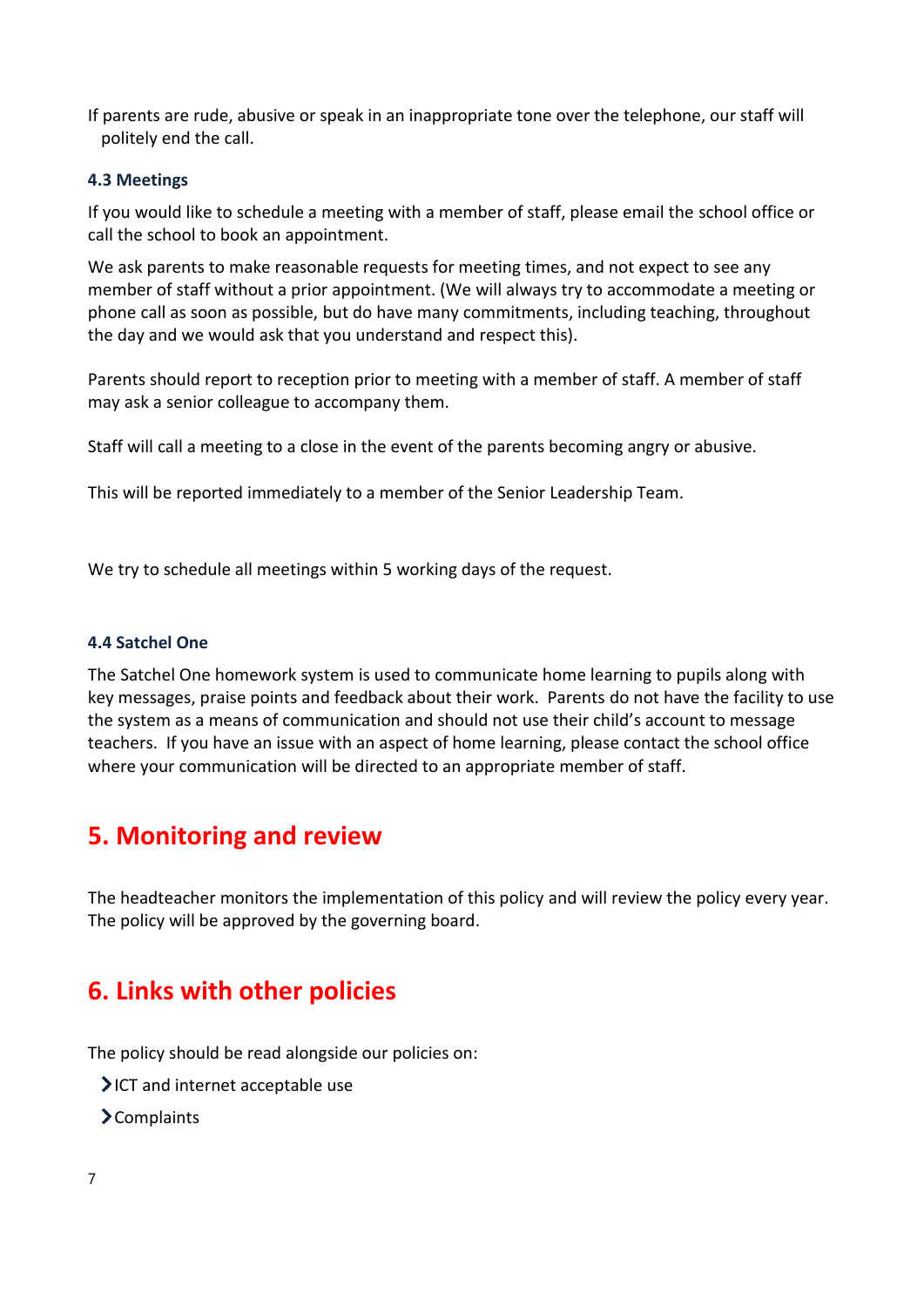If parents are rude, abusive or speak in an inappropriate tone over the telephone, our staff will politely end the call.

### 4.3 Meetings

If you would like to schedule a meeting with a member of staff, please email the school office or call the school to book an appointment.

We ask parents to make reasonable requests for meeting times, and not expect to see any member of staff without a prior appointment. (We will always try to accommodate a meeting or phone call as soon as possible, but do have many commitments, including teaching, throughout the day and we would ask that you understand and respect this).

Parents should report to reception prior to meeting with a member of staff. A member of staff may ask a senior colleague to accompany them.

Staff will call a meeting to a close in the event of the parents becoming angry or abusive.

This will be reported immediately to a member of the Senior Leadership Team.

We try to schedule all meetings within 5 working days of the request.

### 4.4 Satchel One

The Satchel One homework system is used to communicate home learning to pupils along with key messages, praise points and feedback about their work. Parents do not have the facility to use the system as a means of communication and should not use their child's account to message teachers. If you have an issue with an aspect of home learning, please contact the school office where your communication will be directed to an appropriate member of staff.

## 5. Monitoring and review

The headteacher monitors the implementation of this policy and will review the policy every year. The policy will be approved by the governing board.

## 6. Links with other policies

The policy should be read alongside our policies on:

- ICT and internet acceptable use
- Complaints